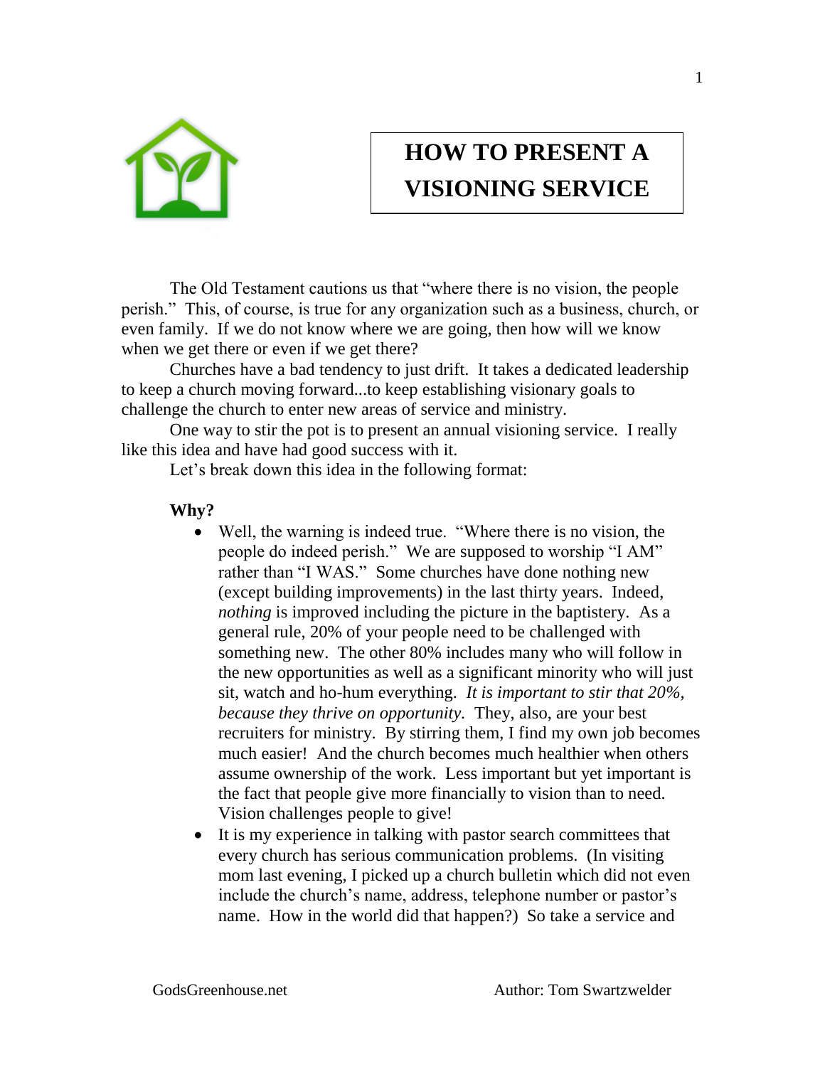# HOW TO PRESENT A VISIONING SERVICE

The Old Testament cautions us that "where there is no vision, the people perish." This, of course, is true for any organization such as a business, church, or even family. If we do not know where we are going, then how will we know when we get there or even if we get there?

Churches have a bad tendency to just drift. It takes a dedicated leadership to keep a church moving forward...to keep establishing visionary goals to challenge the church to enter new areas of service and ministry.

One way to stir the pot is to present an annual visioning service. I really like this idea and have had good success with it.

Let's break down this idea in the following format:

**Why?**

- Well, the warning is indeed true. "Where there is no vision, the people do indeed perish." We are supposed to worship "I AM" rather than "I WAS." Some churches have done nothing new (except building improvements) in the last thirty years. Indeed, *nothing* is improved including the picture in the baptistery. As a general rule, 20% of your people need to be challenged with something new. The other 80% includes many who will follow in the new opportunities as well as a significant minority who will just sit, watch and ho-hum everything. *It is important to stir that 20%, because they thrive on opportunity.* They, also, are your best recruiters for ministry. By stirring them, I find my own job becomes much easier! And the church becomes much healthier when others assume ownership of the work. Less important but yet important is the fact that people give more financially to vision than to need. Vision challenges people to give!
- It is my experience in talking with pastor search committees that every church has serious communication problems. (In visiting mom last evening, I picked up a church bulletin which did not even include the church's name, address, telephone number or pastor's name. How in the world did that happen?) So take a service and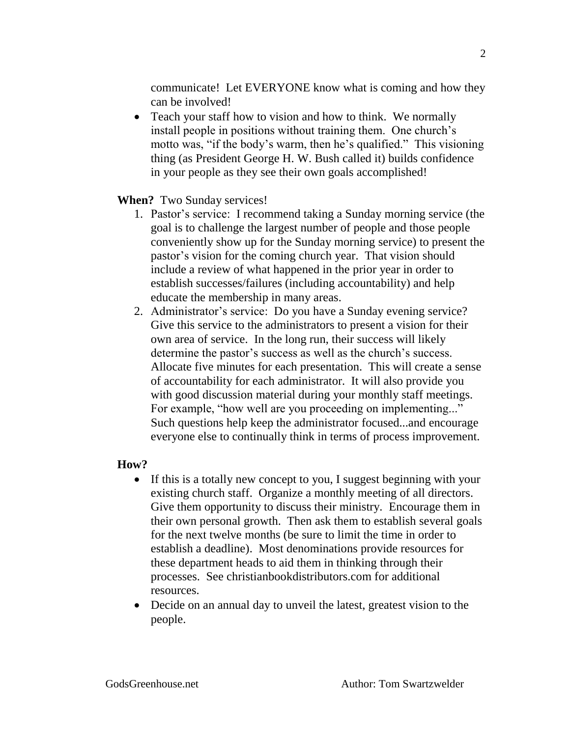communicate! Let EVERYONE know what is coming and how they can be involved!

- Teach your staff how to vision and how to think. We normally install people in positions without training them. One church's motto was, "if the body's warm, then he's qualified." This visioning thing (as President George H. W. Bush called it) builds confidence in your people as they see their own goals accomplished!

**When?** Two Sunday services!

1. Pastor's service: I recommend taking a Sunday morning service (the goal is to challenge the largest number of people and those people conveniently show up for the Sunday morning service) to present the pastor's vision for the coming church year. That vision should include a review of what happened in the prior year in order to establish successes/failures (including accountability) and help educate the membership in many areas.
2. Administrator's service: Do you have a Sunday evening service? Give this service to the administrators to present a vision for their own area of service. In the long run, their success will likely determine the pastor's success as well as the church's success. Allocate five minutes for each presentation. This will create a sense of accountability for each administrator. It will also provide you with good discussion material during your monthly staff meetings. For example, "how well are you proceeding on implementing..." Such questions help keep the administrator focused...and encourage everyone else to continually think in terms of process improvement.

**How?**

- If this is a totally new concept to you, I suggest beginning with your existing church staff. Organize a monthly meeting of all directors. Give them opportunity to discuss their ministry. Encourage them in their own personal growth. Then ask them to establish several goals for the next twelve months (be sure to limit the time in order to establish a deadline). Most denominations provide resources for these department heads to aid them in thinking through their processes. See christianbookdistributors.com for additional resources.
- Decide on an annual day to unveil the latest, greatest vision to the people.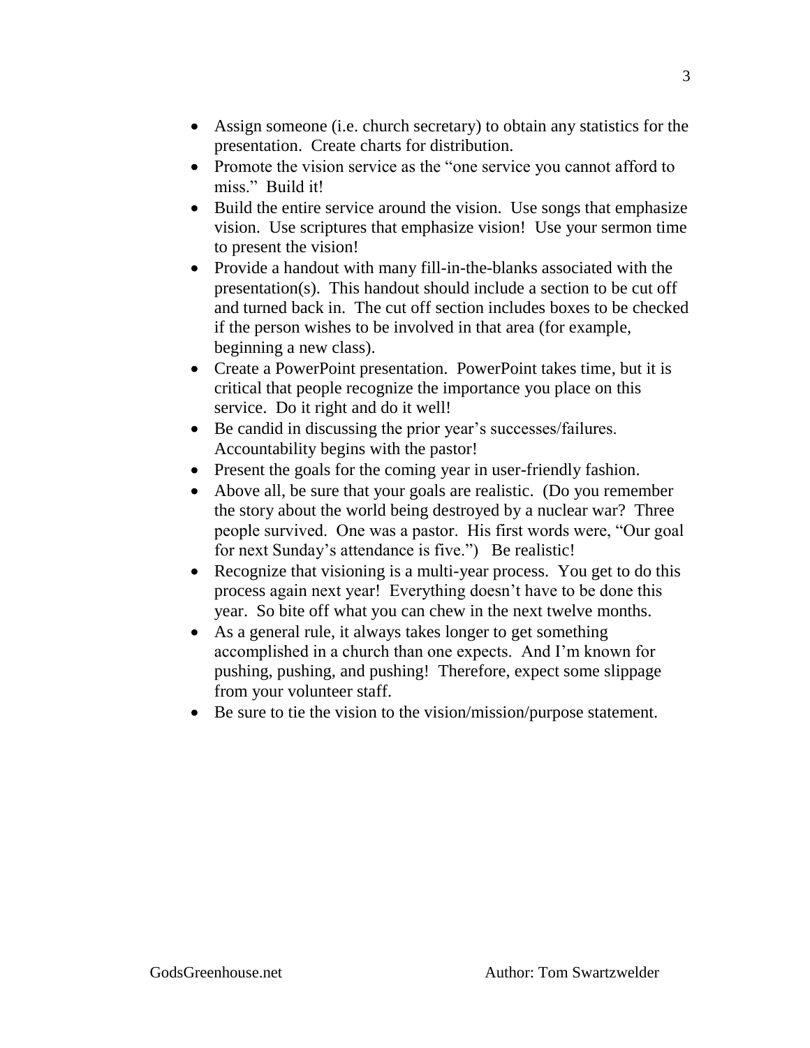- Assign someone (i.e. church secretary) to obtain any statistics for the presentation. Create charts for distribution.
- Promote the vision service as the "one service you cannot afford to miss." Build it!
- Build the entire service around the vision. Use songs that emphasize vision. Use scriptures that emphasize vision! Use your sermon time to present the vision!
- Provide a handout with many fill-in-the-blanks associated with the presentation(s). This handout should include a section to be cut off and turned back in. The cut off section includes boxes to be checked if the person wishes to be involved in that area (for example, beginning a new class).
- Create a PowerPoint presentation. PowerPoint takes time, but it is critical that people recognize the importance you place on this service. Do it right and do it well!
- Be candid in discussing the prior year's successes/failures. Accountability begins with the pastor!
- Present the goals for the coming year in user-friendly fashion.
- Above all, be sure that your goals are realistic. (Do you remember the story about the world being destroyed by a nuclear war? Three people survived. One was a pastor. His first words were, "Our goal for next Sunday's attendance is five.") Be realistic!
- Recognize that visioning is a multi-year process. You get to do this process again next year! Everything doesn't have to be done this year. So bite off what you can chew in the next twelve months.
- As a general rule, it always takes longer to get something accomplished in a church than one expects. And I'm known for pushing, pushing, and pushing! Therefore, expect some slippage from your volunteer staff.
- Be sure to tie the vision to the vision/mission/purpose statement.